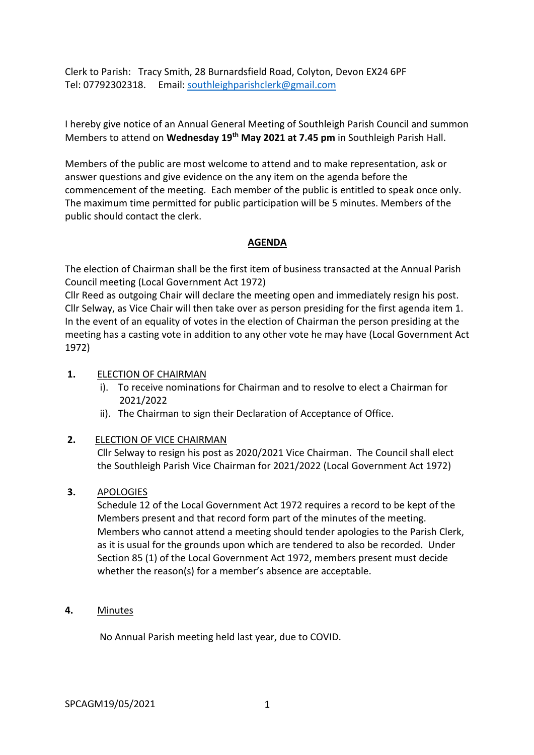Clerk to Parish: Tracy Smith, 28 Burnardsfield Road, Colyton, Devon EX24 6PF
Tel: 07792302318. Email: southleighparishclerk@gmail.com

I hereby give notice of an Annual General Meeting of Southleigh Parish Council and summon Members to attend on **Wednesday 19th May 2021 at 7.45 pm** in Southleigh Parish Hall.

Members of the public are most welcome to attend and to make representation, ask or answer questions and give evidence on the any item on the agenda before the commencement of the meeting. Each member of the public is entitled to speak once only. The maximum time permitted for public participation will be 5 minutes. Members of the public should contact the clerk.

## AGENDA

The election of Chairman shall be the first item of business transacted at the Annual Parish Council meeting (Local Government Act 1972)
Cllr Reed as outgoing Chair will declare the meeting open and immediately resign his post. Cllr Selway, as Vice Chair will then take over as person presiding for the first agenda item 1. In the event of an equality of votes in the election of Chairman the person presiding at the meeting has a casting vote in addition to any other vote he may have (Local Government Act 1972)

**1.** ELECTION OF CHAIRMAN

i). To receive nominations for Chairman and to resolve to elect a Chairman for 2021/2022

ii). The Chairman to sign their Declaration of Acceptance of Office.

**2.** ELECTION OF VICE CHAIRMAN

Cllr Selway to resign his post as 2020/2021 Vice Chairman. The Council shall elect the Southleigh Parish Vice Chairman for 2021/2022 (Local Government Act 1972)

**3.** APOLOGIES

Schedule 12 of the Local Government Act 1972 requires a record to be kept of the Members present and that record form part of the minutes of the meeting. Members who cannot attend a meeting should tender apologies to the Parish Clerk, as it is usual for the grounds upon which are tendered to also be recorded. Under Section 85 (1) of the Local Government Act 1972, members present must decide whether the reason(s) for a member's absence are acceptable.

**4.** Minutes

No Annual Parish meeting held last year, due to COVID.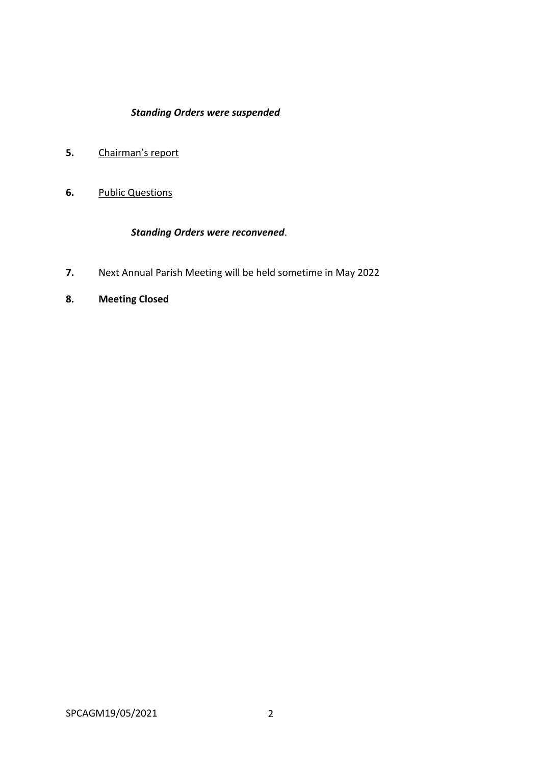***Standing Orders were suspended***

**5.** Chairman's report

**6.** Public Questions

***Standing Orders were reconvened***.

**7.** Next Annual Parish Meeting will be held sometime in May 2022

**8.** **Meeting Closed**